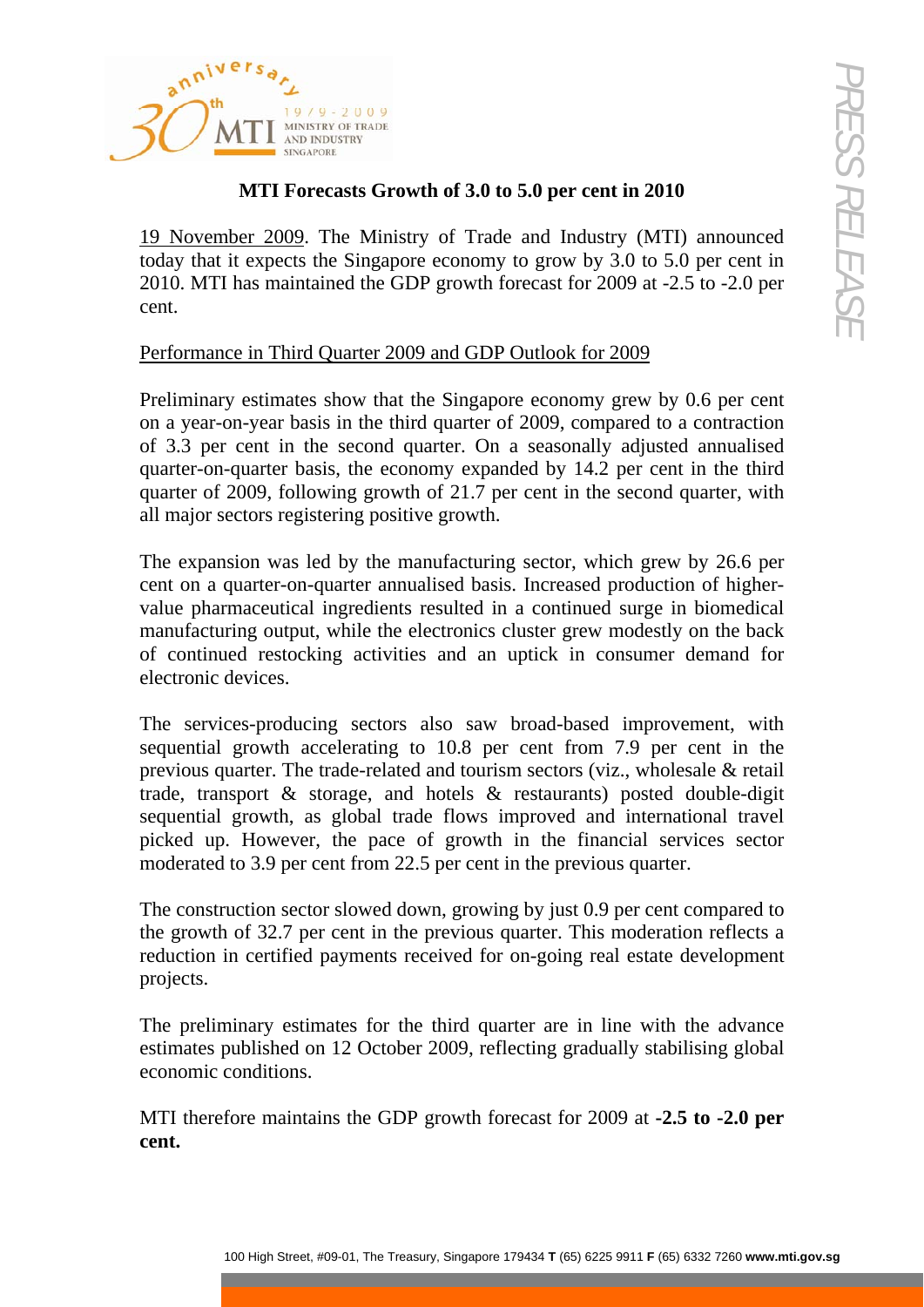# MTI Forecasts Growth of 3.0 to 5.0 per cent in 2010

19 November 2009. The Ministry of Trade and Industry (MTI) announced today that it expects the Singapore economy to grow by 3.0 to 5.0 per cent in 2010. MTI has maintained the GDP growth forecast for 2009 at -2.5 to -2.0 per cent.

## Performance in Third Quarter 2009 and GDP Outlook for 2009

Preliminary estimates show that the Singapore economy grew by 0.6 per cent on a year-on-year basis in the third quarter of 2009, compared to a contraction of 3.3 per cent in the second quarter. On a seasonally adjusted annualised quarter-on-quarter basis, the economy expanded by 14.2 per cent in the third quarter of 2009, following growth of 21.7 per cent in the second quarter, with all major sectors registering positive growth.

The expansion was led by the manufacturing sector, which grew by 26.6 per cent on a quarter-on-quarter annualised basis. Increased production of higher-value pharmaceutical ingredients resulted in a continued surge in biomedical manufacturing output, while the electronics cluster grew modestly on the back of continued restocking activities and an uptick in consumer demand for electronic devices.

The services-producing sectors also saw broad-based improvement, with sequential growth accelerating to 10.8 per cent from 7.9 per cent in the previous quarter. The trade-related and tourism sectors (viz., wholesale & retail trade, transport & storage, and hotels & restaurants) posted double-digit sequential growth, as global trade flows improved and international travel picked up. However, the pace of growth in the financial services sector moderated to 3.9 per cent from 22.5 per cent in the previous quarter.

The construction sector slowed down, growing by just 0.9 per cent compared to the growth of 32.7 per cent in the previous quarter. This moderation reflects a reduction in certified payments received for on-going real estate development projects.

The preliminary estimates for the third quarter are in line with the advance estimates published on 12 October 2009, reflecting gradually stabilising global economic conditions.

MTI therefore maintains the GDP growth forecast for 2009 at **-2.5 to -2.0 per cent.**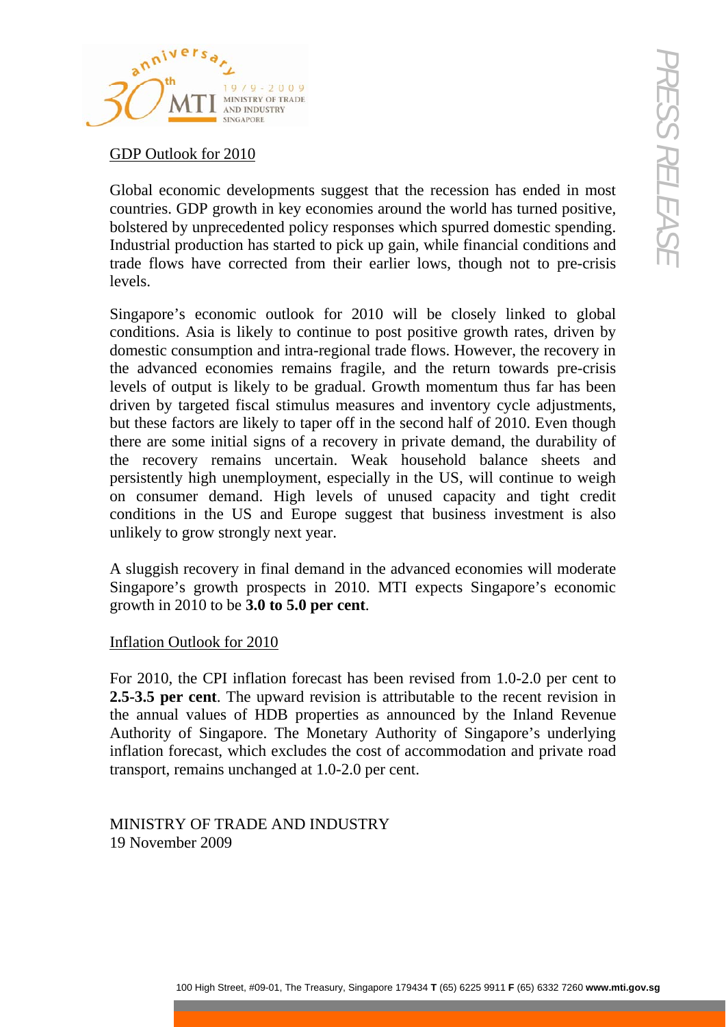## GDP Outlook for 2010

Global economic developments suggest that the recession has ended in most countries. GDP growth in key economies around the world has turned positive, bolstered by unprecedented policy responses which spurred domestic spending. Industrial production has started to pick up gain, while financial conditions and trade flows have corrected from their earlier lows, though not to pre-crisis levels.

Singapore's economic outlook for 2010 will be closely linked to global conditions. Asia is likely to continue to post positive growth rates, driven by domestic consumption and intra-regional trade flows. However, the recovery in the advanced economies remains fragile, and the return towards pre-crisis levels of output is likely to be gradual. Growth momentum thus far has been driven by targeted fiscal stimulus measures and inventory cycle adjustments, but these factors are likely to taper off in the second half of 2010. Even though there are some initial signs of a recovery in private demand, the durability of the recovery remains uncertain. Weak household balance sheets and persistently high unemployment, especially in the US, will continue to weigh on consumer demand. High levels of unused capacity and tight credit conditions in the US and Europe suggest that business investment is also unlikely to grow strongly next year.

A sluggish recovery in final demand in the advanced economies will moderate Singapore's growth prospects in 2010. MTI expects Singapore's economic growth in 2010 to be **3.0 to 5.0 per cent**.

## Inflation Outlook for 2010

For 2010, the CPI inflation forecast has been revised from 1.0-2.0 per cent to **2.5-3.5 per cent**. The upward revision is attributable to the recent revision in the annual values of HDB properties as announced by the Inland Revenue Authority of Singapore. The Monetary Authority of Singapore's underlying inflation forecast, which excludes the cost of accommodation and private road transport, remains unchanged at 1.0-2.0 per cent.

MINISTRY OF TRADE AND INDUSTRY
19 November 2009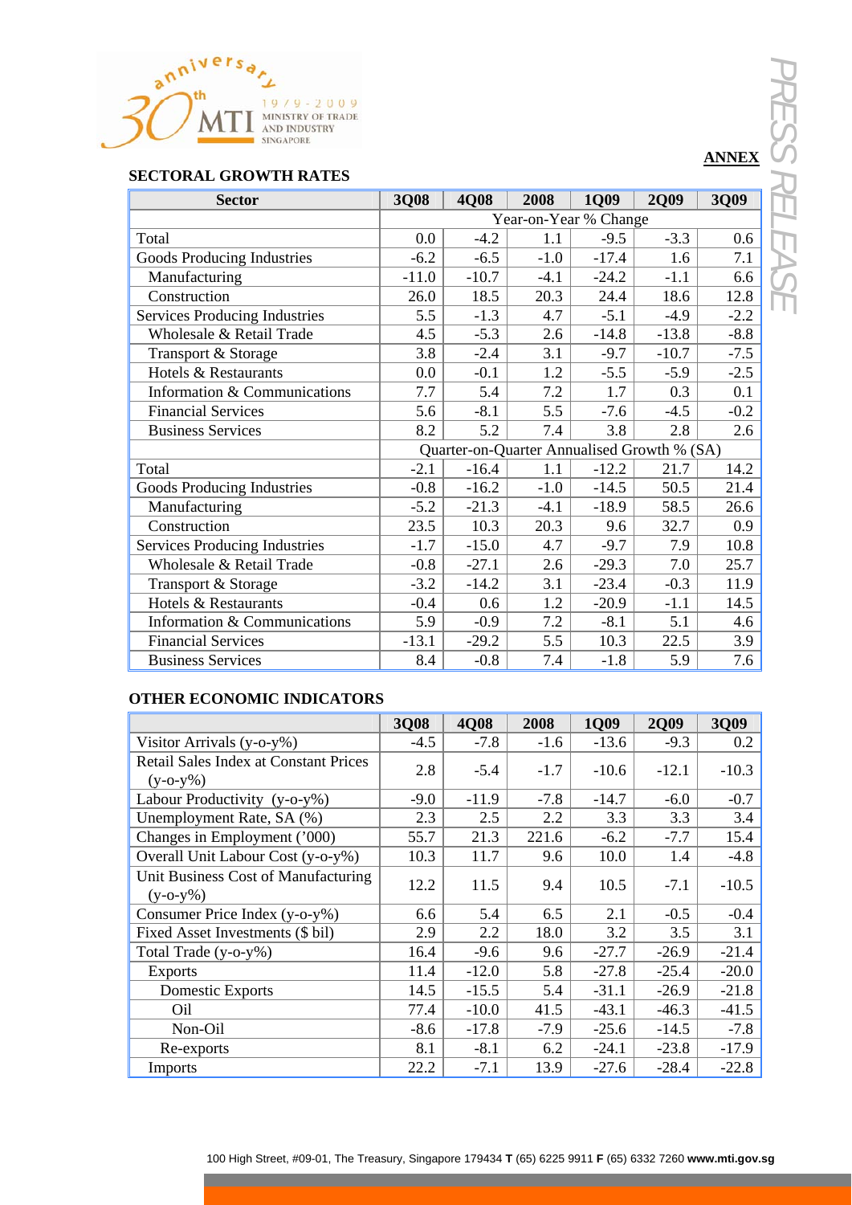**ANNEX**

## SECTORAL GROWTH RATES

| Sector | 3Q08 | 4Q08 | 2008 | 1Q09 | 2Q09 | 3Q09 |
|---|---|---|---|---|---|---|
| | Year-on-Year % Change | | | | | |
| Total | 0.0 | -4.2 | 1.1 | -9.5 | -3.3 | 0.6 |
| Goods Producing Industries | -6.2 | -6.5 | -1.0 | -17.4 | 1.6 | 7.1 |
| Manufacturing | -11.0 | -10.7 | -4.1 | -24.2 | -1.1 | 6.6 |
| Construction | 26.0 | 18.5 | 20.3 | 24.4 | 18.6 | 12.8 |
| Services Producing Industries | 5.5 | -1.3 | 4.7 | -5.1 | -4.9 | -2.2 |
| Wholesale & Retail Trade | 4.5 | -5.3 | 2.6 | -14.8 | -13.8 | -8.8 |
| Transport & Storage | 3.8 | -2.4 | 3.1 | -9.7 | -10.7 | -7.5 |
| Hotels & Restaurants | 0.0 | -0.1 | 1.2 | -5.5 | -5.9 | -2.5 |
| Information & Communications | 7.7 | 5.4 | 7.2 | 1.7 | 0.3 | 0.1 |
| Financial Services | 5.6 | -8.1 | 5.5 | -7.6 | -4.5 | -0.2 |
| Business Services | 8.2 | 5.2 | 7.4 | 3.8 | 2.8 | 2.6 |
| | Quarter-on-Quarter Annualised Growth % (SA) | | | | | |
| Total | -2.1 | -16.4 | 1.1 | -12.2 | 21.7 | 14.2 |
| Goods Producing Industries | -0.8 | -16.2 | -1.0 | -14.5 | 50.5 | 21.4 |
| Manufacturing | -5.2 | -21.3 | -4.1 | -18.9 | 58.5 | 26.6 |
| Construction | 23.5 | 10.3 | 20.3 | 9.6 | 32.7 | 0.9 |
| Services Producing Industries | -1.7 | -15.0 | 4.7 | -9.7 | 7.9 | 10.8 |
| Wholesale & Retail Trade | -0.8 | -27.1 | 2.6 | -29.3 | 7.0 | 25.7 |
| Transport & Storage | -3.2 | -14.2 | 3.1 | -23.4 | -0.3 | 11.9 |
| Hotels & Restaurants | -0.4 | 0.6 | 1.2 | -20.9 | -1.1 | 14.5 |
| Information & Communications | 5.9 | -0.9 | 7.2 | -8.1 | 5.1 | 4.6 |
| Financial Services | -13.1 | -29.2 | 5.5 | 10.3 | 22.5 | 3.9 |
| Business Services | 8.4 | -0.8 | 7.4 | -1.8 | 5.9 | 7.6 |

## OTHER ECONOMIC INDICATORS

| | 3Q08 | 4Q08 | 2008 | 1Q09 | 2Q09 | 3Q09 |
|---|---|---|---|---|---|---|
| Visitor Arrivals (y-o-y%) | -4.5 | -7.8 | -1.6 | -13.6 | -9.3 | 0.2 |
| Retail Sales Index at Constant Prices (y-o-y%) | 2.8 | -5.4 | -1.7 | -10.6 | -12.1 | -10.3 |
| Labour Productivity (y-o-y%) | -9.0 | -11.9 | -7.8 | -14.7 | -6.0 | -0.7 |
| Unemployment Rate, SA (%) | 2.3 | 2.5 | 2.2 | 3.3 | 3.3 | 3.4 |
| Changes in Employment ('000) | 55.7 | 21.3 | 221.6 | -6.2 | -7.7 | 15.4 |
| Overall Unit Labour Cost (y-o-y%) | 10.3 | 11.7 | 9.6 | 10.0 | 1.4 | -4.8 |
| Unit Business Cost of Manufacturing (y-o-y%) | 12.2 | 11.5 | 9.4 | 10.5 | -7.1 | -10.5 |
| Consumer Price Index (y-o-y%) | 6.6 | 5.4 | 6.5 | 2.1 | -0.5 | -0.4 |
| Fixed Asset Investments ($ bil) | 2.9 | 2.2 | 18.0 | 3.2 | 3.5 | 3.1 |
| Total Trade (y-o-y%) | 16.4 | -9.6 | 9.6 | -27.7 | -26.9 | -21.4 |
| Exports | 11.4 | -12.0 | 5.8 | -27.8 | -25.4 | -20.0 |
| Domestic Exports | 14.5 | -15.5 | 5.4 | -31.1 | -26.9 | -21.8 |
| Oil | 77.4 | -10.0 | 41.5 | -43.1 | -46.3 | -41.5 |
| Non-Oil | -8.6 | -17.8 | -7.9 | -25.6 | -14.5 | -7.8 |
| Re-exports | 8.1 | -8.1 | 6.2 | -24.1 | -23.8 | -17.9 |
| Imports | 22.2 | -7.1 | 13.9 | -27.6 | -28.4 | -22.8 |

100 High Street, #09-01, The Treasury, Singapore 179434 **T** (65) 6225 9911 **F** (65) 6332 7260 **www.mti.gov.sg**